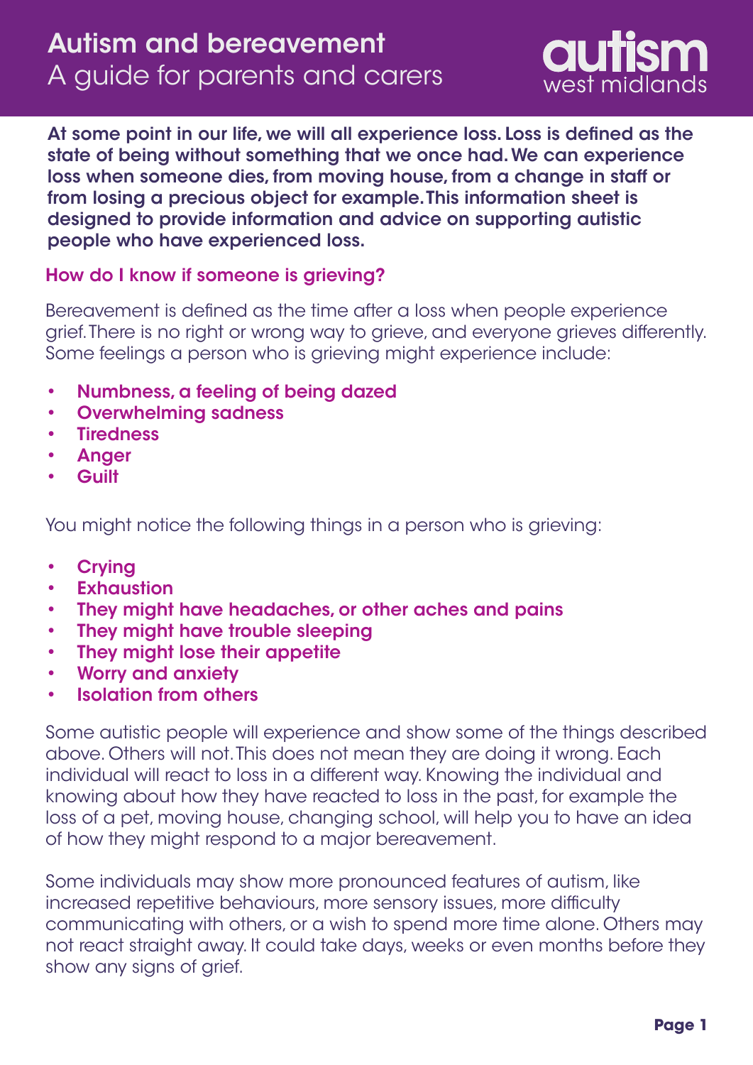# Autism and bereavement
## A guide for parents and carers

autism west midlands

**At some point in our life, we will all experience loss. Loss is defined as the state of being without something that we once had. We can experience loss when someone dies, from moving house, from a change in staff or from losing a precious object for example. This information sheet is designed to provide information and advice on supporting autistic people who have experienced loss.**

### How do I know if someone is grieving?

Bereavement is defined as the time after a loss when people experience grief. There is no right or wrong way to grieve, and everyone grieves differently. Some feelings a person who is grieving might experience include:

- **Numbness, a feeling of being dazed**
- **Overwhelming sadness**
- **Tiredness**
- **Anger**
- **Guilt**

You might notice the following things in a person who is grieving:

- **Crying**
- **Exhaustion**
- **They might have headaches, or other aches and pains**
- **They might have trouble sleeping**
- **They might lose their appetite**
- **Worry and anxiety**
- **Isolation from others**

Some autistic people will experience and show some of the things described above. Others will not. This does not mean they are doing it wrong. Each individual will react to loss in a different way. Knowing the individual and knowing about how they have reacted to loss in the past, for example the loss of a pet, moving house, changing school, will help you to have an idea of how they might respond to a major bereavement.

Some individuals may show more pronounced features of autism, like increased repetitive behaviours, more sensory issues, more difficulty communicating with others, or a wish to spend more time alone. Others may not react straight away. It could take days, weeks or even months before they show any signs of grief.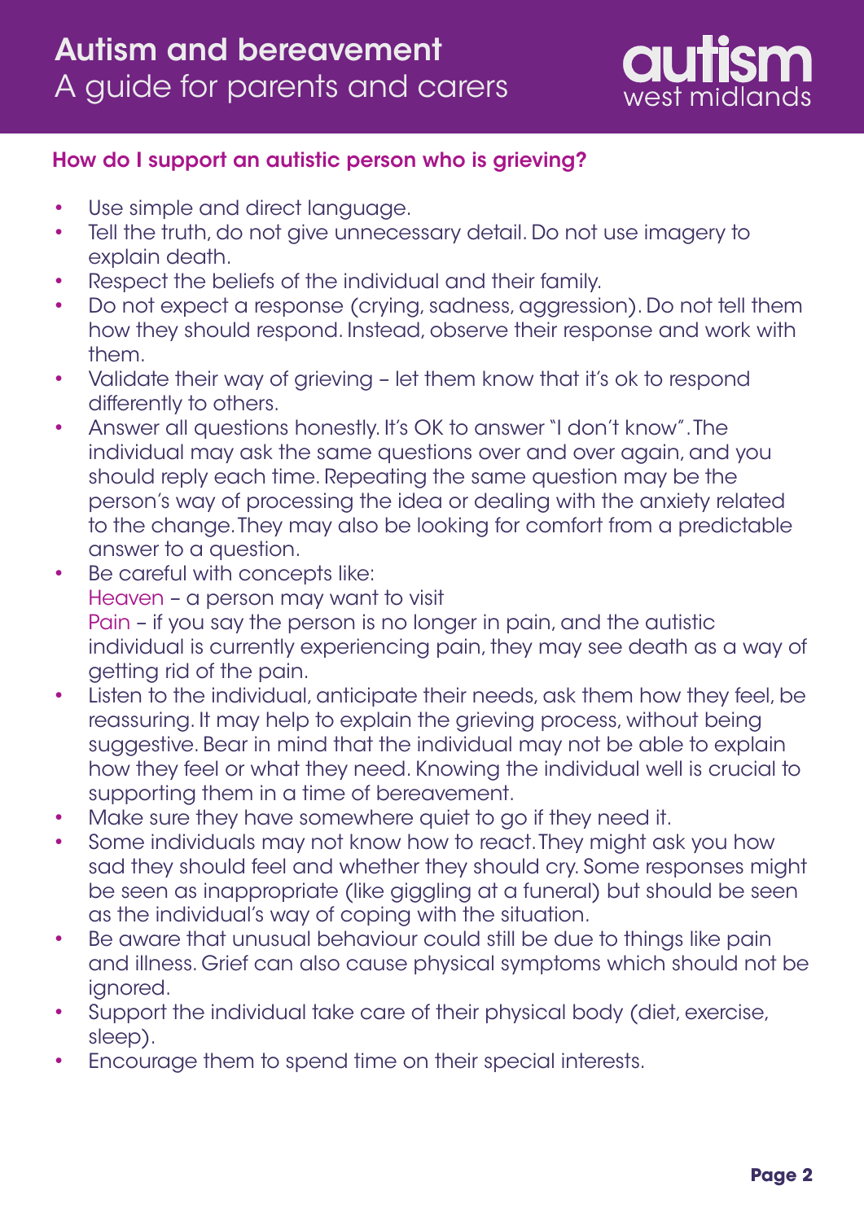## How do I support an autistic person who is grieving?

- Use simple and direct language.
- Tell the truth, do not give unnecessary detail. Do not use imagery to explain death.
- Respect the beliefs of the individual and their family.
- Do not expect a response (crying, sadness, aggression). Do not tell them how they should respond. Instead, observe their response and work with them.
- Validate their way of grieving – let them know that it's ok to respond differently to others.
- Answer all questions honestly. It's OK to answer "I don't know". The individual may ask the same questions over and over again, and you should reply each time. Repeating the same question may be the person's way of processing the idea or dealing with the anxiety related to the change. They may also be looking for comfort from a predictable answer to a question.
- Be careful with concepts like:
  Heaven – a person may want to visit
  Pain – if you say the person is no longer in pain, and the autistic individual is currently experiencing pain, they may see death as a way of getting rid of the pain.
- Listen to the individual, anticipate their needs, ask them how they feel, be reassuring. It may help to explain the grieving process, without being suggestive. Bear in mind that the individual may not be able to explain how they feel or what they need. Knowing the individual well is crucial to supporting them in a time of bereavement.
- Make sure they have somewhere quiet to go if they need it.
- Some individuals may not know how to react. They might ask you how sad they should feel and whether they should cry. Some responses might be seen as inappropriate (like giggling at a funeral) but should be seen as the individual's way of coping with the situation.
- Be aware that unusual behaviour could still be due to things like pain and illness. Grief can also cause physical symptoms which should not be ignored.
- Support the individual take care of their physical body (diet, exercise, sleep).
- Encourage them to spend time on their special interests.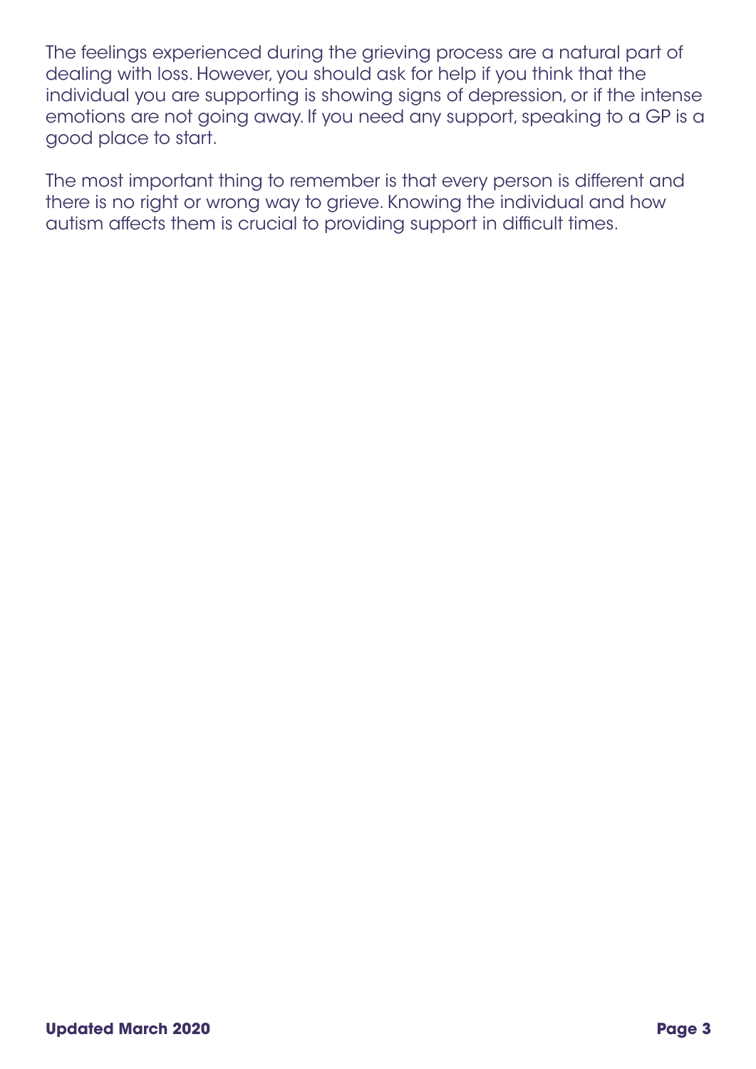The feelings experienced during the grieving process are a natural part of dealing with loss. However, you should ask for help if you think that the individual you are supporting is showing signs of depression, or if the intense emotions are not going away. If you need any support, speaking to a GP is a good place to start.

The most important thing to remember is that every person is different and there is no right or wrong way to grieve. Knowing the individual and how autism affects them is crucial to providing support in difficult times.

**Updated March 2020**